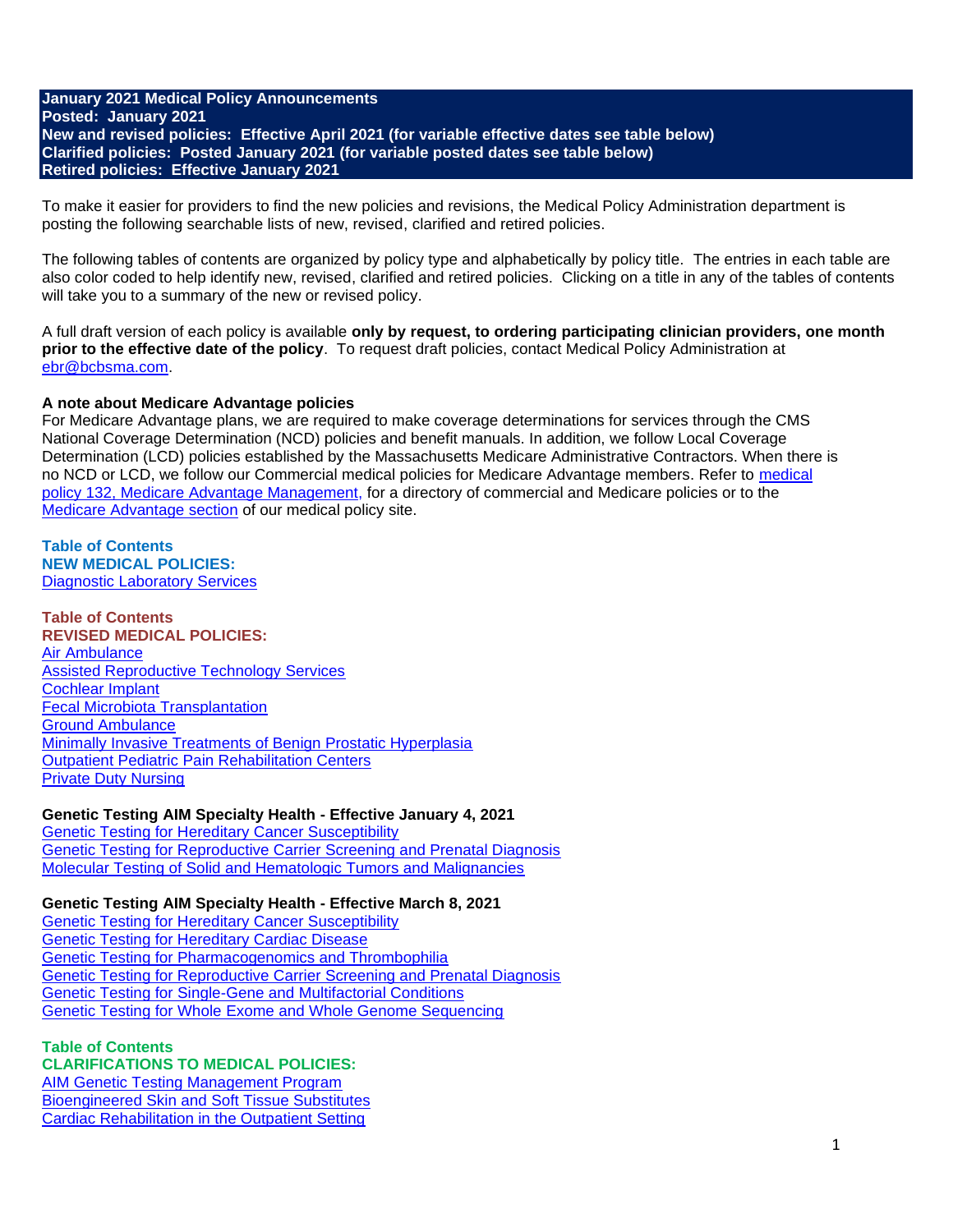**January 2021 Medical Policy Announcements**
**Posted: January 2021**
**New and revised policies: Effective April 2021 (for variable effective dates see table below)**
**Clarified policies: Posted January 2021 (for variable posted dates see table below)**
**Retired policies: Effective January 2021**

To make it easier for providers to find the new policies and revisions, the Medical Policy Administration department is posting the following searchable lists of new, revised, clarified and retired policies.

The following tables of contents are organized by policy type and alphabetically by policy title. The entries in each table are also color coded to help identify new, revised, clarified and retired policies. Clicking on a title in any of the tables of contents will take you to a summary of the new or revised policy.

A full draft version of each policy is available **only by request, to ordering participating clinician providers, one month prior to the effective date of the policy**. To request draft policies, contact Medical Policy Administration at ebr@bcbsma.com.

**A note about Medicare Advantage policies**
For Medicare Advantage plans, we are required to make coverage determinations for services through the CMS National Coverage Determination (NCD) policies and benefit manuals. In addition, we follow Local Coverage Determination (LCD) policies established by the Massachusetts Medicare Administrative Contractors. When there is no NCD or LCD, we follow our Commercial medical policies for Medicare Advantage members. Refer to medical policy 132, Medicare Advantage Management, for a directory of commercial and Medicare policies or to the Medicare Advantage section of our medical policy site.

**Table of Contents**
**NEW MEDICAL POLICIES:**
Diagnostic Laboratory Services

**Table of Contents**
**REVISED MEDICAL POLICIES:**
Air Ambulance
Assisted Reproductive Technology Services
Cochlear Implant
Fecal Microbiota Transplantation
Ground Ambulance
Minimally Invasive Treatments of Benign Prostatic Hyperplasia
Outpatient Pediatric Pain Rehabilitation Centers
Private Duty Nursing

**Genetic Testing AIM Specialty Health - Effective January 4, 2021**
Genetic Testing for Hereditary Cancer Susceptibility
Genetic Testing for Reproductive Carrier Screening and Prenatal Diagnosis
Molecular Testing of Solid and Hematologic Tumors and Malignancies

**Genetic Testing AIM Specialty Health - Effective March 8, 2021**
Genetic Testing for Hereditary Cancer Susceptibility
Genetic Testing for Hereditary Cardiac Disease
Genetic Testing for Pharmacogenomics and Thrombophilia
Genetic Testing for Reproductive Carrier Screening and Prenatal Diagnosis
Genetic Testing for Single-Gene and Multifactorial Conditions
Genetic Testing for Whole Exome and Whole Genome Sequencing

**Table of Contents**
**CLARIFICATIONS TO MEDICAL POLICIES:**
AIM Genetic Testing Management Program
Bioengineered Skin and Soft Tissue Substitutes
Cardiac Rehabilitation in the Outpatient Setting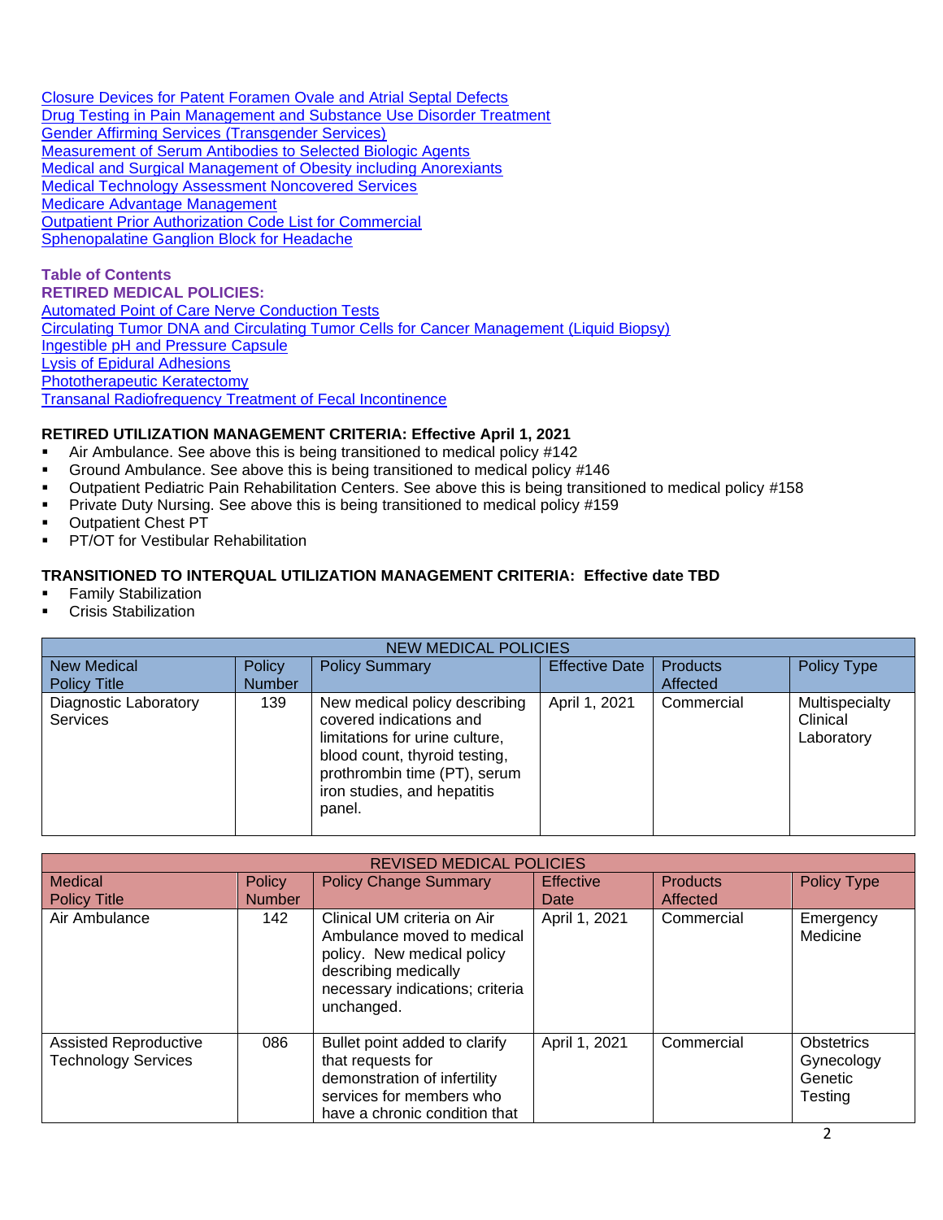[Closure Devices for Patent Foramen Ovale and Atrial Septal Defects](#)
[Drug Testing in Pain Management and Substance Use Disorder Treatment](#)
[Gender Affirming Services (Transgender Services)](#)
[Measurement of Serum Antibodies to Selected Biologic Agents](#)
[Medical and Surgical Management of Obesity including Anorexiants](#)
[Medical Technology Assessment Noncovered Services](#)
[Medicare Advantage Management](#)
[Outpatient Prior Authorization Code List for Commercial](#)
[Sphenopalatine Ganglion Block for Headache](#)

**Table of Contents**
**RETIRED MEDICAL POLICIES:**
[Automated Point of Care Nerve Conduction Tests](#)
[Circulating Tumor DNA and Circulating Tumor Cells for Cancer Management (Liquid Biopsy)](#)
[Ingestible pH and Pressure Capsule](#)
[Lysis of Epidural Adhesions](#)
[Phototherapeutic Keratectomy](#)
[Transanal Radiofrequency Treatment of Fecal Incontinence](#)

**RETIRED UTILIZATION MANAGEMENT CRITERIA: Effective April 1, 2021**

- Air Ambulance. See above this is being transitioned to medical policy #142
- Ground Ambulance. See above this is being transitioned to medical policy #146
- Outpatient Pediatric Pain Rehabilitation Centers. See above this is being transitioned to medical policy #158
- Private Duty Nursing. See above this is being transitioned to medical policy #159
- Outpatient Chest PT
- PT/OT for Vestibular Rehabilitation

**TRANSITIONED TO INTERQUAL UTILIZATION MANAGEMENT CRITERIA: Effective date TBD**

- Family Stabilization
- Crisis Stabilization

| NEW MEDICAL POLICIES | | | | | |
|---|---|---|---|---|---|
| New Medical Policy Title | Policy Number | Policy Summary | Effective Date | Products Affected | Policy Type |
| Diagnostic Laboratory Services | 139 | New medical policy describing covered indications and limitations for urine culture, blood count, thyroid testing, prothrombin time (PT), serum iron studies, and hepatitis panel. | April 1, 2021 | Commercial | Multispecialty Clinical Laboratory |

| REVISED MEDICAL POLICIES | | | | | |
|---|---|---|---|---|---|
| Medical Policy Title | Policy Number | Policy Change Summary | Effective Date | Products Affected | Policy Type |
| Air Ambulance | 142 | Clinical UM criteria on Air Ambulance moved to medical policy. New medical policy describing medically necessary indications; criteria unchanged. | April 1, 2021 | Commercial | Emergency Medicine |
| Assisted Reproductive Technology Services | 086 | Bullet point added to clarify that requests for demonstration of infertility services for members who have a chronic condition that | April 1, 2021 | Commercial | Obstetrics Gynecology Genetic Testing |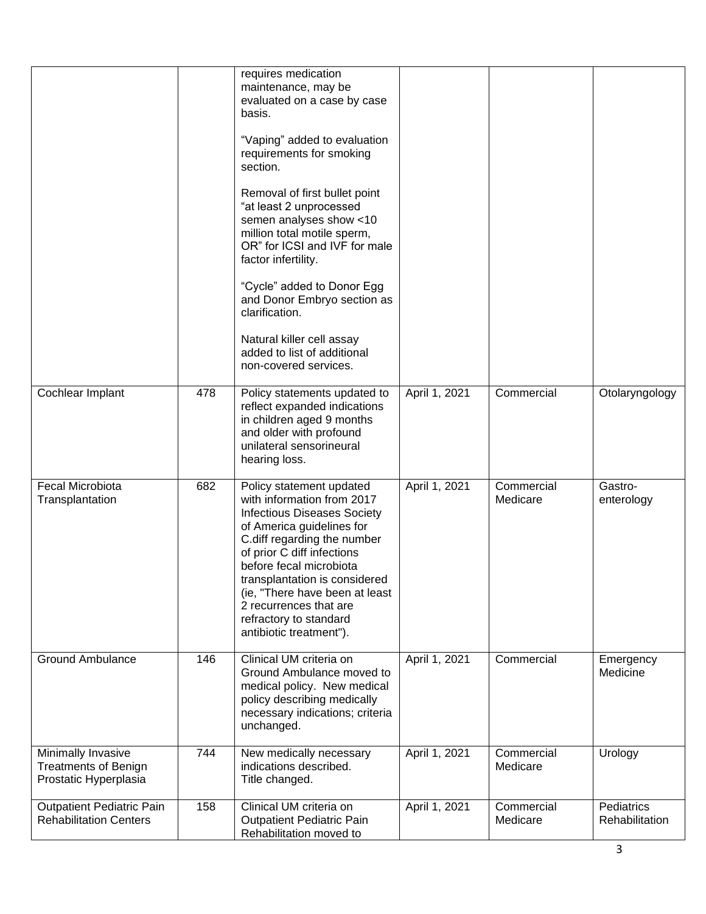| | | | | | |
|---|---|---|---|---|---|
| | | requires medication maintenance, may be evaluated on a case by case basis.<br><br>"Vaping" added to evaluation requirements for smoking section.<br><br>Removal of first bullet point "at least 2 unprocessed semen analyses show <10 million total motile sperm, OR" for ICSI and IVF for male factor infertility.<br><br>"Cycle" added to Donor Egg and Donor Embryo section as clarification.<br><br>Natural killer cell assay added to list of additional non-covered services. | | | |
| Cochlear Implant | 478 | Policy statements updated to reflect expanded indications in children aged 9 months and older with profound unilateral sensorineural hearing loss. | April 1, 2021 | Commercial | Otolaryngology |
| Fecal Microbiota Transplantation | 682 | Policy statement updated with information from 2017 Infectious Diseases Society of America guidelines for C.diff regarding the number of prior C diff infections before fecal microbiota transplantation is considered (ie, "There have been at least 2 recurrences that are refractory to standard antibiotic treatment"). | April 1, 2021 | Commercial<br>Medicare | Gastro-enterology |
| Ground Ambulance | 146 | Clinical UM criteria on Ground Ambulance moved to medical policy. New medical policy describing medically necessary indications; criteria unchanged. | April 1, 2021 | Commercial | Emergency Medicine |
| Minimally Invasive Treatments of Benign Prostatic Hyperplasia | 744 | New medically necessary indications described.<br>Title changed. | April 1, 2021 | Commercial<br>Medicare | Urology |
| Outpatient Pediatric Pain Rehabilitation Centers | 158 | Clinical UM criteria on Outpatient Pediatric Pain Rehabilitation moved to | April 1, 2021 | Commercial<br>Medicare | Pediatrics<br>Rehabilitation |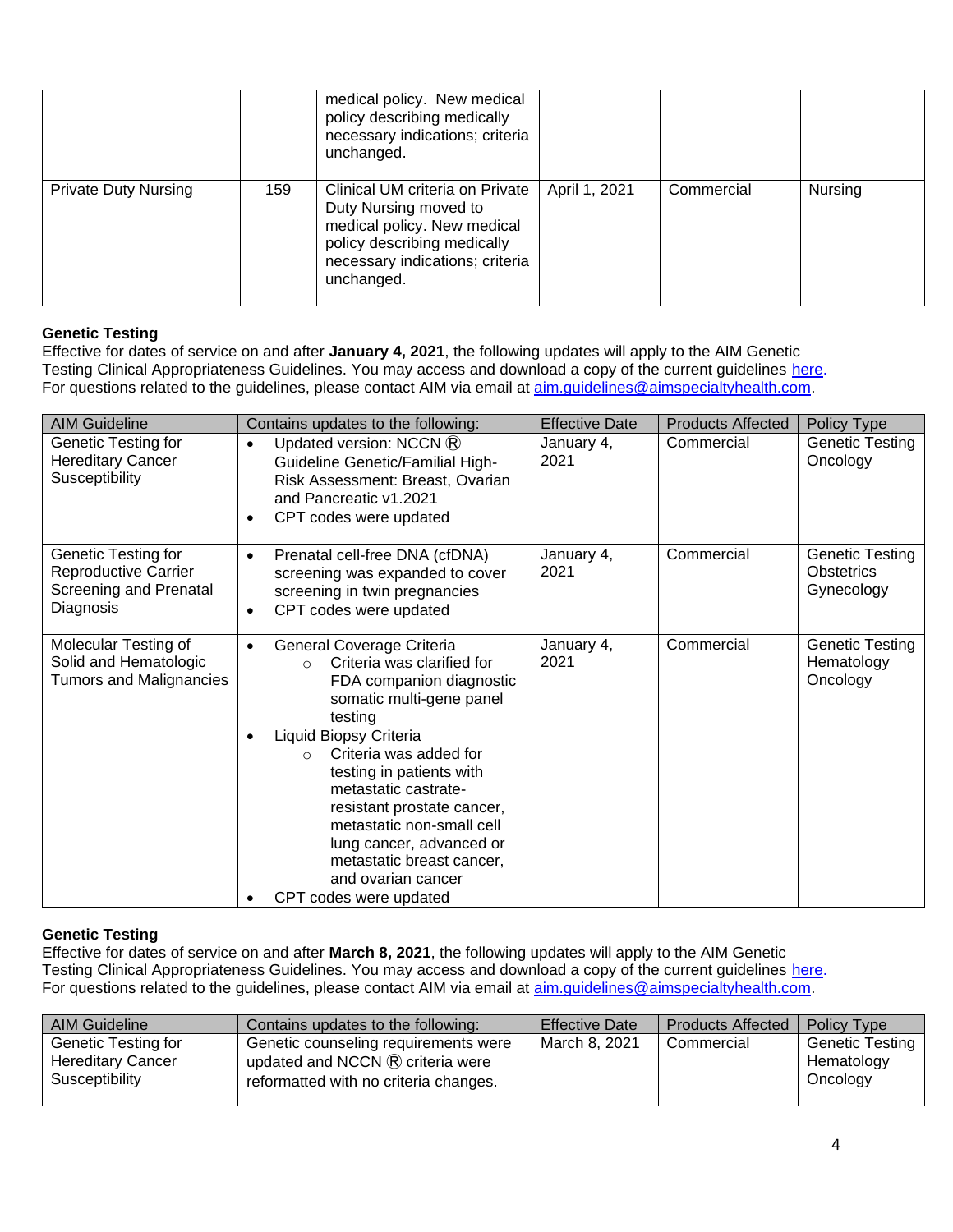| | | medical policy. New medical policy describing medically necessary indications; criteria unchanged. | | | |
|---|---|---|---|---|---|
| Private Duty Nursing | 159 | Clinical UM criteria on Private Duty Nursing moved to medical policy. New medical policy describing medically necessary indications; criteria unchanged. | April 1, 2021 | Commercial | Nursing |

**Genetic Testing**
Effective for dates of service on and after **January 4, 2021**, the following updates will apply to the AIM Genetic Testing Clinical Appropriateness Guidelines. You may access and download a copy of the current guidelines here.
For questions related to the guidelines, please contact AIM via email at aim.guidelines@aimspecialtyhealth.com.

| AIM Guideline | Contains updates to the following: | Effective Date | Products Affected | Policy Type |
|---|---|---|---|---|
| Genetic Testing for Hereditary Cancer Susceptibility | • Updated version: NCCN ® Guideline Genetic/Familial High-Risk Assessment: Breast, Ovarian and Pancreatic v1.2021<br>• CPT codes were updated | January 4, 2021 | Commercial | Genetic Testing Oncology |
| Genetic Testing for Reproductive Carrier Screening and Prenatal Diagnosis | • Prenatal cell-free DNA (cfDNA) screening was expanded to cover screening in twin pregnancies<br>• CPT codes were updated | January 4, 2021 | Commercial | Genetic Testing Obstetrics Gynecology |
| Molecular Testing of Solid and Hematologic Tumors and Malignancies | • General Coverage Criteria<br>  ○ Criteria was clarified for FDA companion diagnostic somatic multi-gene panel testing<br>• Liquid Biopsy Criteria<br>  ○ Criteria was added for testing in patients with metastatic castrate-resistant prostate cancer, metastatic non-small cell lung cancer, advanced or metastatic breast cancer, and ovarian cancer<br>• CPT codes were updated | January 4, 2021 | Commercial | Genetic Testing Hematology Oncology |

**Genetic Testing**
Effective for dates of service on and after **March 8, 2021**, the following updates will apply to the AIM Genetic Testing Clinical Appropriateness Guidelines. You may access and download a copy of the current guidelines here.
For questions related to the guidelines, please contact AIM via email at aim.guidelines@aimspecialtyhealth.com.

| AIM Guideline | Contains updates to the following: | Effective Date | Products Affected | Policy Type |
|---|---|---|---|---|
| Genetic Testing for Hereditary Cancer Susceptibility | Genetic counseling requirements were updated and NCCN ® criteria were reformatted with no criteria changes. | March 8, 2021 | Commercial | Genetic Testing Hematology Oncology |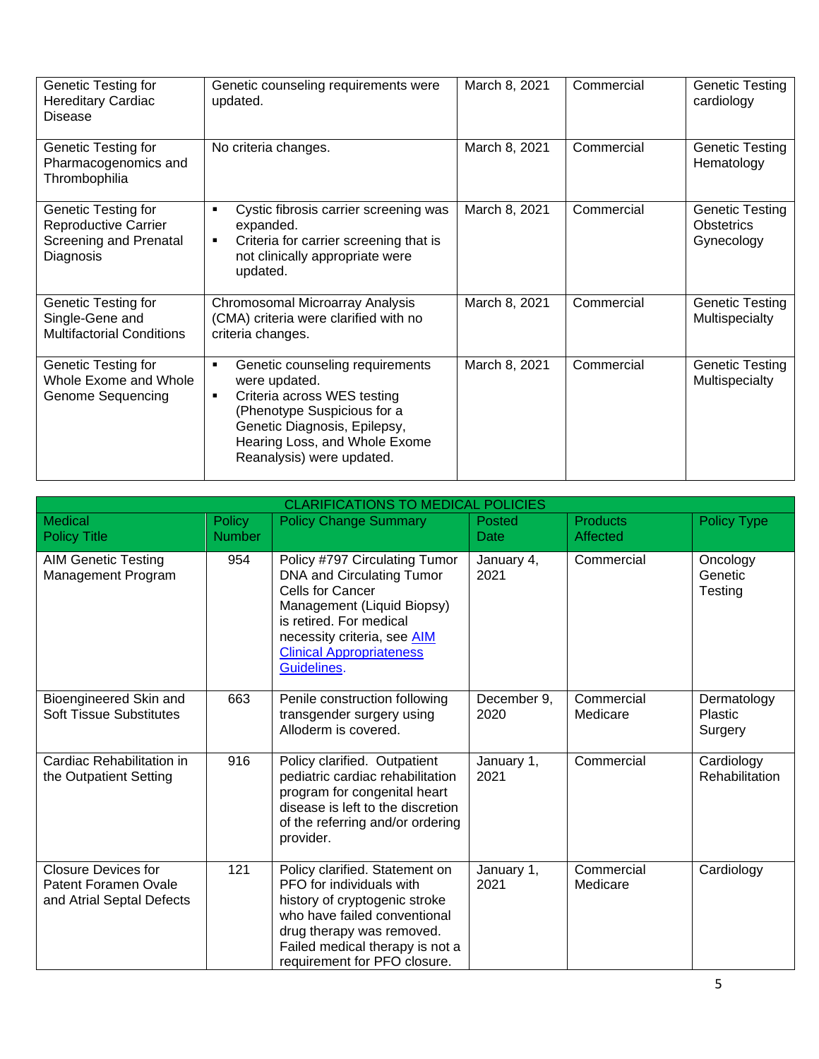| | | | | |
|---|---|---|---|---|
| Genetic Testing for Hereditary Cardiac Disease | Genetic counseling requirements were updated. | March 8, 2021 | Commercial | Genetic Testing cardiology |
| Genetic Testing for Pharmacogenomics and Thrombophilia | No criteria changes. | March 8, 2021 | Commercial | Genetic Testing Hematology |
| Genetic Testing for Reproductive Carrier Screening and Prenatal Diagnosis | ▪ Cystic fibrosis carrier screening was expanded.<br>▪ Criteria for carrier screening that is not clinically appropriate were updated. | March 8, 2021 | Commercial | Genetic Testing Obstetrics Gynecology |
| Genetic Testing for Single-Gene and Multifactorial Conditions | Chromosomal Microarray Analysis (CMA) criteria were clarified with no criteria changes. | March 8, 2021 | Commercial | Genetic Testing Multispecialty |
| Genetic Testing for Whole Exome and Whole Genome Sequencing | ▪ Genetic counseling requirements were updated.<br>▪ Criteria across WES testing (Phenotype Suspicious for a Genetic Diagnosis, Epilepsy, Hearing Loss, and Whole Exome Reanalysis) were updated. | March 8, 2021 | Commercial | Genetic Testing Multispecialty |

| CLARIFICATIONS TO MEDICAL POLICIES | | | | | |
|---|---|---|---|---|---|
| Medical Policy Title | Policy Number | Policy Change Summary | Posted Date | Products Affected | Policy Type |
| AIM Genetic Testing Management Program | 954 | Policy #797 Circulating Tumor DNA and Circulating Tumor Cells for Cancer Management (Liquid Biopsy) is retired. For medical necessity criteria, see AIM Clinical Appropriateness Guidelines. | January 4, 2021 | Commercial | Oncology Genetic Testing |
| Bioengineered Skin and Soft Tissue Substitutes | 663 | Penile construction following transgender surgery using Alloderm is covered. | December 9, 2020 | Commercial Medicare | Dermatology Plastic Surgery |
| Cardiac Rehabilitation in the Outpatient Setting | 916 | Policy clarified. Outpatient pediatric cardiac rehabilitation program for congenital heart disease is left to the discretion of the referring and/or ordering provider. | January 1, 2021 | Commercial | Cardiology Rehabilitation |
| Closure Devices for Patent Foramen Ovale and Atrial Septal Defects | 121 | Policy clarified. Statement on PFO for individuals with history of cryptogenic stroke who have failed conventional drug therapy was removed. Failed medical therapy is not a requirement for PFO closure. | January 1, 2021 | Commercial Medicare | Cardiology |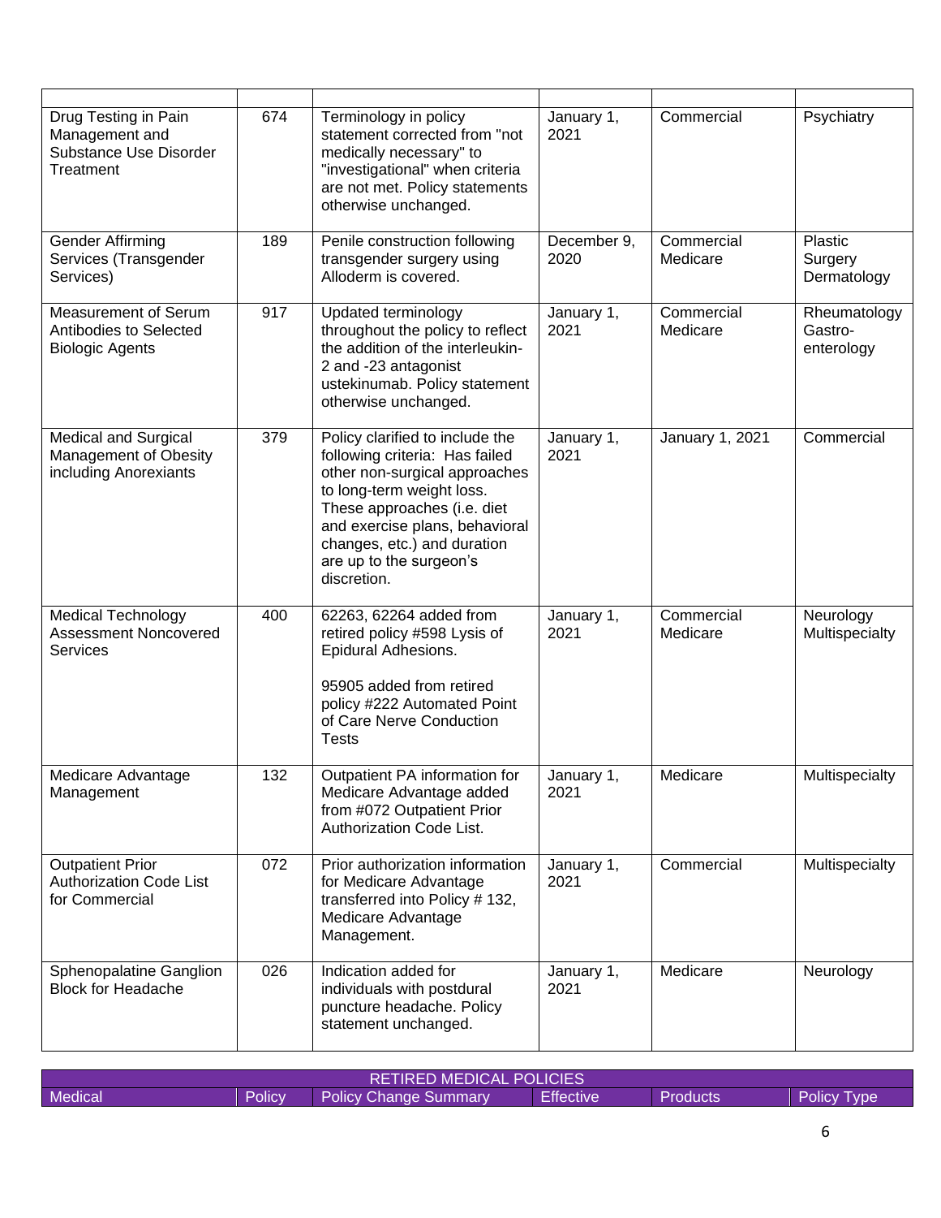| | | | | | |
|---|---|---|---|---|---|
| Drug Testing in Pain Management and Substance Use Disorder Treatment | 674 | Terminology in policy statement corrected from "not medically necessary" to "investigational" when criteria are not met. Policy statements otherwise unchanged. | January 1, 2021 | Commercial | Psychiatry |
| Gender Affirming Services (Transgender Services) | 189 | Penile construction following transgender surgery using Alloderm is covered. | December 9, 2020 | Commercial Medicare | Plastic Surgery Dermatology |
| Measurement of Serum Antibodies to Selected Biologic Agents | 917 | Updated terminology throughout the policy to reflect the addition of the interleukin-2 and -23 antagonist ustekinumab. Policy statement otherwise unchanged. | January 1, 2021 | Commercial Medicare | Rheumatology Gastro-enterology |
| Medical and Surgical Management of Obesity including Anorexiants | 379 | Policy clarified to include the following criteria: Has failed other non-surgical approaches to long-term weight loss. These approaches (i.e. diet and exercise plans, behavioral changes, etc.) and duration are up to the surgeon's discretion. | January 1, 2021 | January 1, 2021 | Commercial |
| Medical Technology Assessment Noncovered Services | 400 | 62263, 62264 added from retired policy #598 Lysis of Epidural Adhesions.<br><br>95905 added from retired policy #222 Automated Point of Care Nerve Conduction Tests | January 1, 2021 | Commercial Medicare | Neurology Multispecialty |
| Medicare Advantage Management | 132 | Outpatient PA information for Medicare Advantage added from #072 Outpatient Prior Authorization Code List. | January 1, 2021 | Medicare | Multispecialty |
| Outpatient Prior Authorization Code List for Commercial | 072 | Prior authorization information for Medicare Advantage transferred into Policy # 132, Medicare Advantage Management. | January 1, 2021 | Commercial | Multispecialty |
| Sphenopalatine Ganglion Block for Headache | 026 | Indication added for individuals with postdural puncture headache. Policy statement unchanged. | January 1, 2021 | Medicare | Neurology |

| RETIRED MEDICAL POLICIES | | | | | |
|---|---|---|---|---|---|
| Medical | Policy | Policy Change Summary | Effective | Products | Policy Type |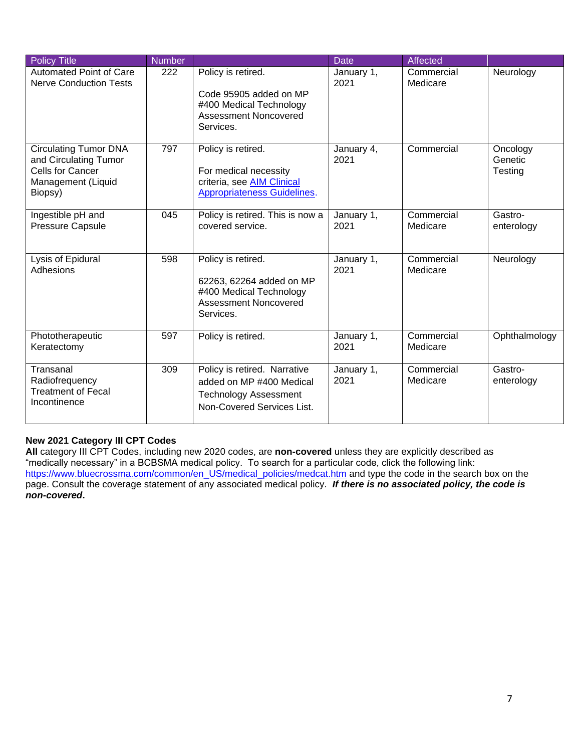| Policy Title | Number | | Date | Affected | |
|---|---|---|---|---|---|
| Automated Point of Care Nerve Conduction Tests | 222 | Policy is retired.<br><br>Code 95905 added on MP #400 Medical Technology Assessment Noncovered Services. | January 1, 2021 | Commercial Medicare | Neurology |
| Circulating Tumor DNA and Circulating Tumor Cells for Cancer Management (Liquid Biopsy) | 797 | Policy is retired.<br><br>For medical necessity criteria, see AIM Clinical Appropriateness Guidelines. | January 4, 2021 | Commercial | Oncology Genetic Testing |
| Ingestible pH and Pressure Capsule | 045 | Policy is retired. This is now a covered service. | January 1, 2021 | Commercial Medicare | Gastro-enterology |
| Lysis of Epidural Adhesions | 598 | Policy is retired.<br><br>62263, 62264 added on MP #400 Medical Technology Assessment Noncovered Services. | January 1, 2021 | Commercial Medicare | Neurology |
| Phototherapeutic Keratectomy | 597 | Policy is retired. | January 1, 2021 | Commercial Medicare | Ophthalmology |
| Transanal Radiofrequency Treatment of Fecal Incontinence | 309 | Policy is retired. Narrative added on MP #400 Medical Technology Assessment Non-Covered Services List. | January 1, 2021 | Commercial Medicare | Gastro-enterology |

**New 2021 Category III CPT Codes**

**All** category III CPT Codes, including new 2020 codes, are **non-covered** unless they are explicitly described as "medically necessary" in a BCBSMA medical policy. To search for a particular code, click the following link: https://www.bluecrossma.com/common/en_US/medical_policies/medcat.htm and type the code in the search box on the page. Consult the coverage statement of any associated medical policy. ***If there is no associated policy, the code is non-covered*.**